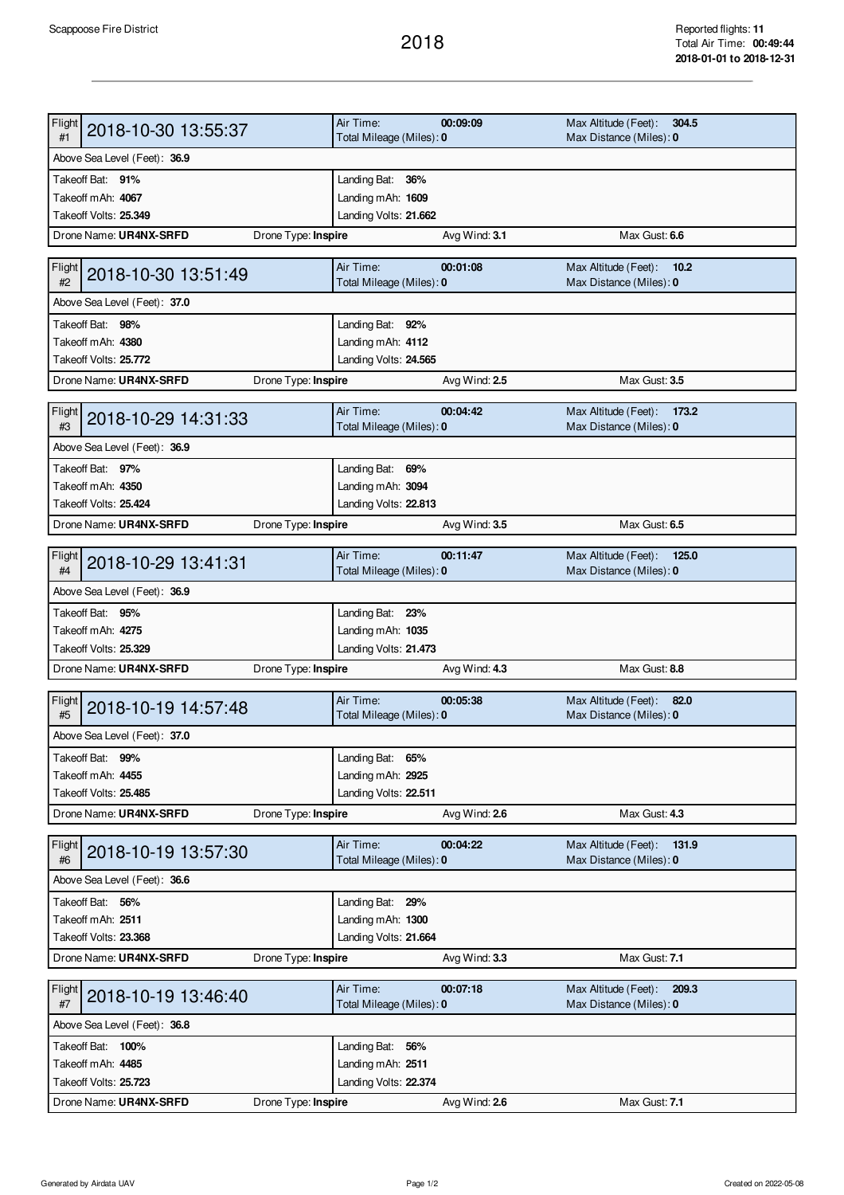Scappoose Fire District

# 2018

Reported flights: **11**
Total Air Time: **00:49:44**
**2018-01-01 to 2018-12-31**

| Flight #1 | 2018-10-30 13:55:37 | Air Time: **00:09:09** | Max Altitude (Feet): **304.5** |
|---|---|---|---|
| | | Total Mileage (Miles): **0** | Max Distance (Miles): **0** |
| Above Sea Level (Feet): **36.9** | | | |
| Takeoff Bat: **91%** | | Landing Bat: **36%** | |
| Takeoff mAh: **4067** | | Landing mAh: **1609** | |
| Takeoff Volts: **25.349** | | Landing Volts: **21.662** | |
| Drone Name: **UR4NX-SRFD** | Drone Type: **Inspire** | Avg Wind: **3.1** | Max Gust: **6.6** |

| Flight #2 | 2018-10-30 13:51:49 | Air Time: **00:01:08** | Max Altitude (Feet): **10.2** |
|---|---|---|---|
| | | Total Mileage (Miles): **0** | Max Distance (Miles): **0** |
| Above Sea Level (Feet): **37.0** | | | |
| Takeoff Bat: **98%** | | Landing Bat: **92%** | |
| Takeoff mAh: **4380** | | Landing mAh: **4112** | |
| Takeoff Volts: **25.772** | | Landing Volts: **24.565** | |
| Drone Name: **UR4NX-SRFD** | Drone Type: **Inspire** | Avg Wind: **2.5** | Max Gust: **3.5** |

| Flight #3 | 2018-10-29 14:31:33 | Air Time: **00:04:42** | Max Altitude (Feet): **173.2** |
|---|---|---|---|
| | | Total Mileage (Miles): **0** | Max Distance (Miles): **0** |
| Above Sea Level (Feet): **36.9** | | | |
| Takeoff Bat: **97%** | | Landing Bat: **69%** | |
| Takeoff mAh: **4350** | | Landing mAh: **3094** | |
| Takeoff Volts: **25.424** | | Landing Volts: **22.813** | |
| Drone Name: **UR4NX-SRFD** | Drone Type: **Inspire** | Avg Wind: **3.5** | Max Gust: **6.5** |

| Flight #4 | 2018-10-29 13:41:31 | Air Time: **00:11:47** | Max Altitude (Feet): **125.0** |
|---|---|---|---|
| | | Total Mileage (Miles): **0** | Max Distance (Miles): **0** |
| Above Sea Level (Feet): **36.9** | | | |
| Takeoff Bat: **95%** | | Landing Bat: **23%** | |
| Takeoff mAh: **4275** | | Landing mAh: **1035** | |
| Takeoff Volts: **25.329** | | Landing Volts: **21.473** | |
| Drone Name: **UR4NX-SRFD** | Drone Type: **Inspire** | Avg Wind: **4.3** | Max Gust: **8.8** |

| Flight #5 | 2018-10-19 14:57:48 | Air Time: **00:05:38** | Max Altitude (Feet): **82.0** |
|---|---|---|---|
| | | Total Mileage (Miles): **0** | Max Distance (Miles): **0** |
| Above Sea Level (Feet): **37.0** | | | |
| Takeoff Bat: **99%** | | Landing Bat: **65%** | |
| Takeoff mAh: **4455** | | Landing mAh: **2925** | |
| Takeoff Volts: **25.485** | | Landing Volts: **22.511** | |
| Drone Name: **UR4NX-SRFD** | Drone Type: **Inspire** | Avg Wind: **2.6** | Max Gust: **4.3** |

| Flight #6 | 2018-10-19 13:57:30 | Air Time: **00:04:22** | Max Altitude (Feet): **131.9** |
|---|---|---|---|
| | | Total Mileage (Miles): **0** | Max Distance (Miles): **0** |
| Above Sea Level (Feet): **36.6** | | | |
| Takeoff Bat: **56%** | | Landing Bat: **29%** | |
| Takeoff mAh: **2511** | | Landing mAh: **1300** | |
| Takeoff Volts: **23.368** | | Landing Volts: **21.664** | |
| Drone Name: **UR4NX-SRFD** | Drone Type: **Inspire** | Avg Wind: **3.3** | Max Gust: **7.1** |

| Flight #7 | 2018-10-19 13:46:40 | Air Time: **00:07:18** | Max Altitude (Feet): **209.3** |
|---|---|---|---|
| | | Total Mileage (Miles): **0** | Max Distance (Miles): **0** |
| Above Sea Level (Feet): **36.8** | | | |
| Takeoff Bat: **100%** | | Landing Bat: **56%** | |
| Takeoff mAh: **4485** | | Landing mAh: **2511** | |
| Takeoff Volts: **25.723** | | Landing Volts: **22.374** | |
| Drone Name: **UR4NX-SRFD** | Drone Type: **Inspire** | Avg Wind: **2.6** | Max Gust: **7.1** |

Generated by Airdata UAV

Created on 2022-05-08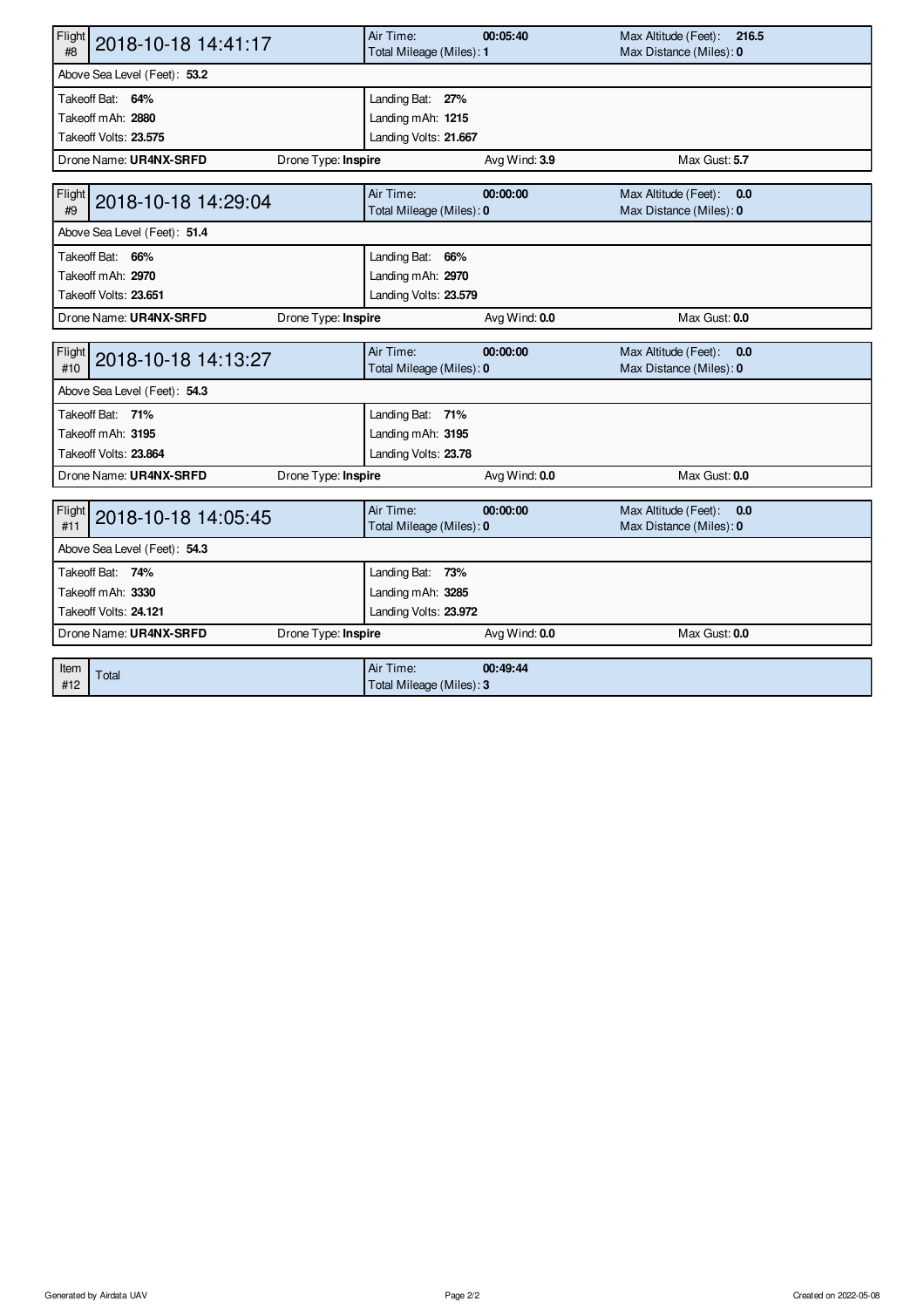| Flight #8 | 2018-10-18 14:41:17 | Air Time: **00:05:40** | Max Altitude (Feet): **216.5** |
|---|---|---|---|
| | | Total Mileage (Miles): **1** | Max Distance (Miles): **0** |
| Above Sea Level (Feet): **53.2** | | | |
| Takeoff Bat: **64%** | | Landing Bat: **27%** | |
| Takeoff mAh: **2880** | | Landing mAh: **1215** | |
| Takeoff Volts: **23.575** | | Landing Volts: **21.667** | |
| Drone Name: **UR4NX-SRFD** | Drone Type: **Inspire** | Avg Wind: **3.9** | Max Gust: **5.7** |

| Flight #9 | 2018-10-18 14:29:04 | Air Time: **00:00:00** | Max Altitude (Feet): **0.0** |
|---|---|---|---|
| | | Total Mileage (Miles): **0** | Max Distance (Miles): **0** |
| Above Sea Level (Feet): **51.4** | | | |
| Takeoff Bat: **66%** | | Landing Bat: **66%** | |
| Takeoff mAh: **2970** | | Landing mAh: **2970** | |
| Takeoff Volts: **23.651** | | Landing Volts: **23.579** | |
| Drone Name: **UR4NX-SRFD** | Drone Type: **Inspire** | Avg Wind: **0.0** | Max Gust: **0.0** |

| Flight #10 | 2018-10-18 14:13:27 | Air Time: **00:00:00** | Max Altitude (Feet): **0.0** |
|---|---|---|---|
| | | Total Mileage (Miles): **0** | Max Distance (Miles): **0** |
| Above Sea Level (Feet): **54.3** | | | |
| Takeoff Bat: **71%** | | Landing Bat: **71%** | |
| Takeoff mAh: **3195** | | Landing mAh: **3195** | |
| Takeoff Volts: **23.864** | | Landing Volts: **23.78** | |
| Drone Name: **UR4NX-SRFD** | Drone Type: **Inspire** | Avg Wind: **0.0** | Max Gust: **0.0** |

| Flight #11 | 2018-10-18 14:05:45 | Air Time: **00:00:00** | Max Altitude (Feet): **0.0** |
|---|---|---|---|
| | | Total Mileage (Miles): **0** | Max Distance (Miles): **0** |
| Above Sea Level (Feet): **54.3** | | | |
| Takeoff Bat: **74%** | | Landing Bat: **73%** | |
| Takeoff mAh: **3330** | | Landing mAh: **3285** | |
| Takeoff Volts: **24.121** | | Landing Volts: **23.972** | |
| Drone Name: **UR4NX-SRFD** | Drone Type: **Inspire** | Avg Wind: **0.0** | Max Gust: **0.0** |

| Item #12 | Total | Air Time: **00:49:44** |
|---|---|---|
| | | Total Mileage (Miles): **3** |

Generated by Airdata UAV

Created on 2022-05-08